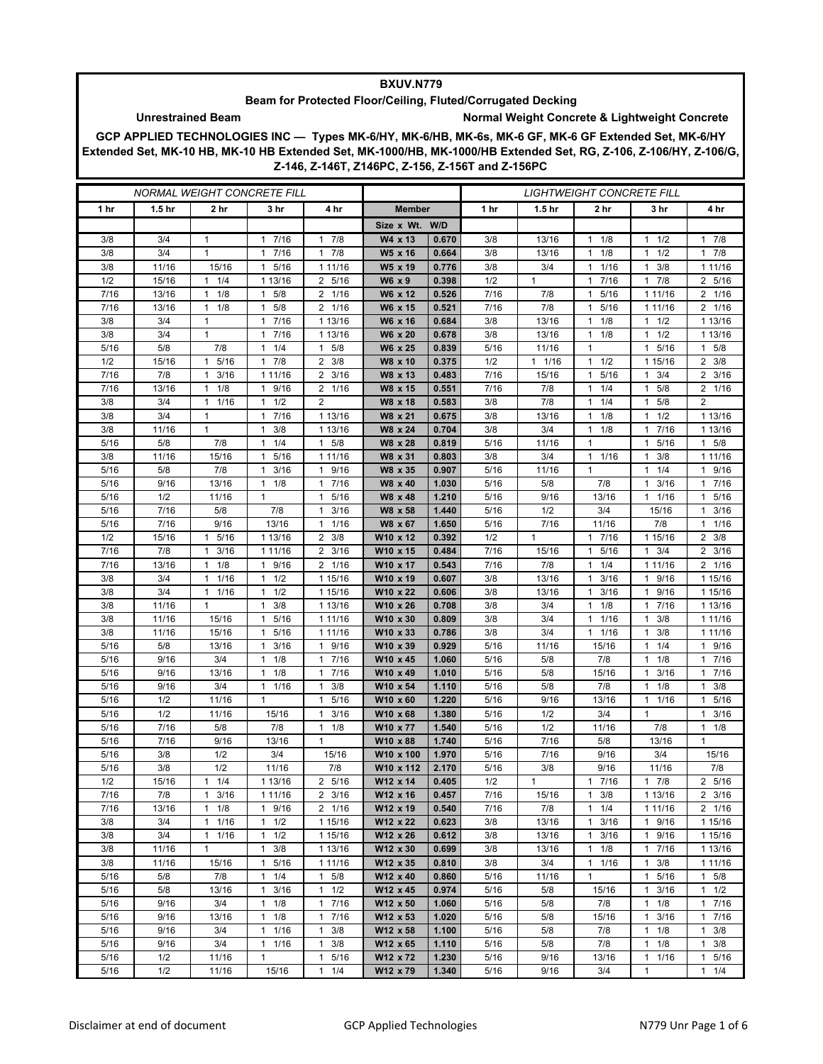**BXUV.N779**

**Beam for Protected Floor/Ceiling, Fluted/Corrugated Decking**

**Unrestrained Beam** — **Normal Weight Concrete & Lightweight Concrete**

**GCP APPLIED TECHNOLOGIES INC — Types MK-6/HY, MK-6/HB, MK-6s, MK-6 GF, MK-6 GF Extended Set, MK-6/HY Extended Set, MK-10 HB, MK-10 HB Extended Set, MK-1000/HB, MK-1000/HB Extended Set, RG, Z-106, Z-106/HY, Z-106/G, Z-146, Z-146T, Z146PC, Z-156, Z-156T and Z-156PC**

| NORMAL WEIGHT CONCRETE FILL | | | | | | | LIGHTWEIGHT CONCRETE FILL | | | | |
|---|---|---|---|---|---|---|---|---|---|---|---|
| 1 hr | 1.5 hr | 2 hr | 3 hr | 4 hr | Member | | 1 hr | 1.5 hr | 2 hr | 3 hr | 4 hr |
| | | | | | Size x Wt. | W/D | | | | | |
| 3/8 | 3/4 | 1 | 1 7/16 | 1 7/8 | W4 x 13 | 0.670 | 3/8 | 13/16 | 1 1/8 | 1 1/2 | 1 7/8 |
| 3/8 | 3/4 | 1 | 1 7/16 | 1 7/8 | W5 x 16 | 0.664 | 3/8 | 13/16 | 1 1/8 | 1 1/2 | 1 7/8 |
| 3/8 | 11/16 | 15/16 | 1 5/16 | 1 11/16 | W5 x 19 | 0.776 | 3/8 | 3/4 | 1 1/16 | 1 3/8 | 1 11/16 |
| 1/2 | 15/16 | 1 1/4 | 1 13/16 | 2 5/16 | W6 x 9 | 0.398 | 1/2 | 1 | 1 7/16 | 1 7/8 | 2 5/16 |
| 7/16 | 13/16 | 1 1/8 | 1 5/8 | 2 1/16 | W6 x 12 | 0.526 | 7/16 | 7/8 | 1 5/16 | 1 11/16 | 2 1/16 |
| 7/16 | 13/16 | 1 1/8 | 1 5/8 | 2 1/16 | W6 x 15 | 0.521 | 7/16 | 7/8 | 1 5/16 | 1 11/16 | 2 1/16 |
| 3/8 | 3/4 | 1 | 1 7/16 | 1 13/16 | W6 x 16 | 0.684 | 3/8 | 13/16 | 1 1/8 | 1 1/2 | 1 13/16 |
| 3/8 | 3/4 | 1 | 1 7/16 | 1 13/16 | W6 x 20 | 0.678 | 3/8 | 13/16 | 1 1/8 | 1 1/2 | 1 13/16 |
| 5/16 | 5/8 | 7/8 | 1 1/4 | 1 5/8 | W6 x 25 | 0.839 | 5/16 | 11/16 | 1 | 1 5/16 | 1 5/8 |
| 1/2 | 15/16 | 1 5/16 | 1 7/8 | 2 3/8 | W8 x 10 | 0.375 | 1/2 | 1 1/16 | 1 1/2 | 1 15/16 | 2 3/8 |
| 7/16 | 7/8 | 1 3/16 | 1 11/16 | 2 3/16 | W8 x 13 | 0.483 | 7/16 | 15/16 | 1 5/16 | 1 3/4 | 2 3/16 |
| 7/16 | 13/16 | 1 1/8 | 1 9/16 | 2 1/16 | W8 x 15 | 0.551 | 7/16 | 7/8 | 1 1/4 | 1 5/8 | 2 1/16 |
| 3/8 | 3/4 | 1 1/16 | 1 1/2 | 2 | W8 x 18 | 0.583 | 3/8 | 7/8 | 1 1/4 | 1 5/8 | 2 |
| 3/8 | 3/4 | 1 | 1 7/16 | 1 13/16 | W8 x 21 | 0.675 | 3/8 | 13/16 | 1 1/8 | 1 1/2 | 1 13/16 |
| 3/8 | 11/16 | 1 | 1 3/8 | 1 13/16 | W8 x 24 | 0.704 | 3/8 | 3/4 | 1 1/8 | 1 7/16 | 1 13/16 |
| 5/16 | 5/8 | 7/8 | 1 1/4 | 1 5/8 | W8 x 28 | 0.819 | 5/16 | 11/16 | 1 | 1 5/16 | 1 5/8 |
| 3/8 | 11/16 | 15/16 | 1 5/16 | 1 11/16 | W8 x 31 | 0.803 | 3/8 | 3/4 | 1 1/16 | 1 3/8 | 1 11/16 |
| 5/16 | 5/8 | 7/8 | 1 3/16 | 1 9/16 | W8 x 35 | 0.907 | 5/16 | 11/16 | 1 | 1 1/4 | 1 9/16 |
| 5/16 | 9/16 | 13/16 | 1 1/8 | 1 7/16 | W8 x 40 | 1.030 | 5/16 | 5/8 | 7/8 | 1 3/16 | 1 7/16 |
| 5/16 | 1/2 | 11/16 | 1 | 1 5/16 | W8 x 48 | 1.210 | 5/16 | 9/16 | 13/16 | 1 1/16 | 1 5/16 |
| 5/16 | 7/16 | 5/8 | 7/8 | 1 3/16 | W8 x 58 | 1.440 | 5/16 | 1/2 | 3/4 | 15/16 | 1 3/16 |
| 5/16 | 7/16 | 9/16 | 13/16 | 1 1/16 | W8 x 67 | 1.650 | 5/16 | 7/16 | 11/16 | 7/8 | 1 1/16 |
| 1/2 | 15/16 | 1 5/16 | 1 13/16 | 2 3/8 | W10 x 12 | 0.392 | 1/2 | 1 | 1 7/16 | 1 15/16 | 2 3/8 |
| 7/16 | 7/8 | 1 3/16 | 1 11/16 | 2 3/16 | W10 x 15 | 0.484 | 7/16 | 15/16 | 1 5/16 | 1 3/4 | 2 3/16 |
| 7/16 | 13/16 | 1 1/8 | 1 9/16 | 2 1/16 | W10 x 17 | 0.543 | 7/16 | 7/8 | 1 1/4 | 1 11/16 | 2 1/16 |
| 3/8 | 3/4 | 1 1/16 | 1 1/2 | 1 15/16 | W10 x 19 | 0.607 | 3/8 | 13/16 | 1 3/16 | 1 9/16 | 1 15/16 |
| 3/8 | 3/4 | 1 1/16 | 1 1/2 | 1 15/16 | W10 x 22 | 0.606 | 3/8 | 13/16 | 1 3/16 | 1 9/16 | 1 15/16 |
| 3/8 | 11/16 | 1 | 1 3/8 | 1 13/16 | W10 x 26 | 0.708 | 3/8 | 3/4 | 1 1/8 | 1 7/16 | 1 13/16 |
| 3/8 | 11/16 | 15/16 | 1 5/16 | 1 11/16 | W10 x 30 | 0.809 | 3/8 | 3/4 | 1 1/16 | 1 3/8 | 1 11/16 |
| 3/8 | 11/16 | 15/16 | 1 5/16 | 1 11/16 | W10 x 33 | 0.786 | 3/8 | 3/4 | 1 1/16 | 1 3/8 | 1 11/16 |
| 5/16 | 5/8 | 13/16 | 1 3/16 | 1 9/16 | W10 x 39 | 0.929 | 5/16 | 11/16 | 15/16 | 1 1/4 | 1 9/16 |
| 5/16 | 9/16 | 3/4 | 1 1/8 | 1 7/16 | W10 x 45 | 1.060 | 5/16 | 5/8 | 7/8 | 1 1/8 | 1 7/16 |
| 5/16 | 9/16 | 13/16 | 1 1/8 | 1 7/16 | W10 x 49 | 1.010 | 5/16 | 5/8 | 15/16 | 1 3/16 | 1 7/16 |
| 5/16 | 9/16 | 3/4 | 1 1/16 | 1 3/8 | W10 x 54 | 1.110 | 5/16 | 5/8 | 7/8 | 1 1/8 | 1 3/8 |
| 5/16 | 1/2 | 11/16 | 1 | 1 5/16 | W10 x 60 | 1.220 | 5/16 | 9/16 | 13/16 | 1 1/16 | 1 5/16 |
| 5/16 | 1/2 | 11/16 | 15/16 | 1 3/16 | W10 x 68 | 1.380 | 5/16 | 1/2 | 3/4 | 1 | 1 3/16 |
| 5/16 | 7/16 | 5/8 | 7/8 | 1 1/8 | W10 x 77 | 1.540 | 5/16 | 1/2 | 11/16 | 7/8 | 1 1/8 |
| 5/16 | 7/16 | 9/16 | 13/16 | 1 | W10 x 88 | 1.740 | 5/16 | 7/16 | 5/8 | 13/16 | 1 |
| 5/16 | 3/8 | 1/2 | 3/4 | 15/16 | W10 x 100 | 1.970 | 5/16 | 7/16 | 9/16 | 3/4 | 15/16 |
| 5/16 | 3/8 | 1/2 | 11/16 | 7/8 | W10 x 112 | 2.170 | 5/16 | 3/8 | 9/16 | 11/16 | 7/8 |
| 1/2 | 15/16 | 1 1/4 | 1 13/16 | 2 5/16 | W12 x 14 | 0.405 | 1/2 | 1 | 1 7/16 | 1 7/8 | 2 5/16 |
| 7/16 | 7/8 | 1 3/16 | 1 11/16 | 2 3/16 | W12 x 16 | 0.457 | 7/16 | 15/16 | 1 3/8 | 1 13/16 | 2 3/16 |
| 7/16 | 13/16 | 1 1/8 | 1 9/16 | 2 1/16 | W12 x 19 | 0.540 | 7/16 | 7/8 | 1 1/4 | 1 11/16 | 2 1/16 |
| 3/8 | 3/4 | 1 1/16 | 1 1/2 | 1 15/16 | W12 x 22 | 0.623 | 3/8 | 13/16 | 1 3/16 | 1 9/16 | 1 15/16 |
| 3/8 | 3/4 | 1 1/16 | 1 1/2 | 1 15/16 | W12 x 26 | 0.612 | 3/8 | 13/16 | 1 3/16 | 1 9/16 | 1 15/16 |
| 3/8 | 11/16 | 1 | 1 3/8 | 1 13/16 | W12 x 30 | 0.699 | 3/8 | 13/16 | 1 1/8 | 1 7/16 | 1 13/16 |
| 3/8 | 11/16 | 15/16 | 1 5/16 | 1 11/16 | W12 x 35 | 0.810 | 3/8 | 3/4 | 1 1/16 | 1 3/8 | 1 11/16 |
| 5/16 | 5/8 | 7/8 | 1 1/4 | 1 5/8 | W12 x 40 | 0.860 | 5/16 | 11/16 | 1 | 1 5/16 | 1 5/8 |
| 5/16 | 5/8 | 13/16 | 1 3/16 | 1 1/2 | W12 x 45 | 0.974 | 5/16 | 5/8 | 15/16 | 1 3/16 | 1 1/2 |
| 5/16 | 9/16 | 3/4 | 1 1/8 | 1 7/16 | W12 x 50 | 1.060 | 5/16 | 5/8 | 7/8 | 1 1/8 | 1 7/16 |
| 5/16 | 9/16 | 13/16 | 1 1/8 | 1 7/16 | W12 x 53 | 1.020 | 5/16 | 5/8 | 15/16 | 1 3/16 | 1 7/16 |
| 5/16 | 9/16 | 3/4 | 1 1/16 | 1 3/8 | W12 x 58 | 1.100 | 5/16 | 5/8 | 7/8 | 1 1/8 | 1 3/8 |
| 5/16 | 9/16 | 3/4 | 1 1/16 | 1 3/8 | W12 x 65 | 1.110 | 5/16 | 5/8 | 7/8 | 1 1/8 | 1 3/8 |
| 5/16 | 1/2 | 11/16 | 1 | 1 5/16 | W12 x 72 | 1.230 | 5/16 | 9/16 | 13/16 | 1 1/16 | 1 5/16 |
| 5/16 | 1/2 | 11/16 | 15/16 | 1 1/4 | W12 x 79 | 1.340 | 5/16 | 9/16 | 3/4 | 1 | 1 1/4 |

Disclaimer at end of document — GCP Applied Technologies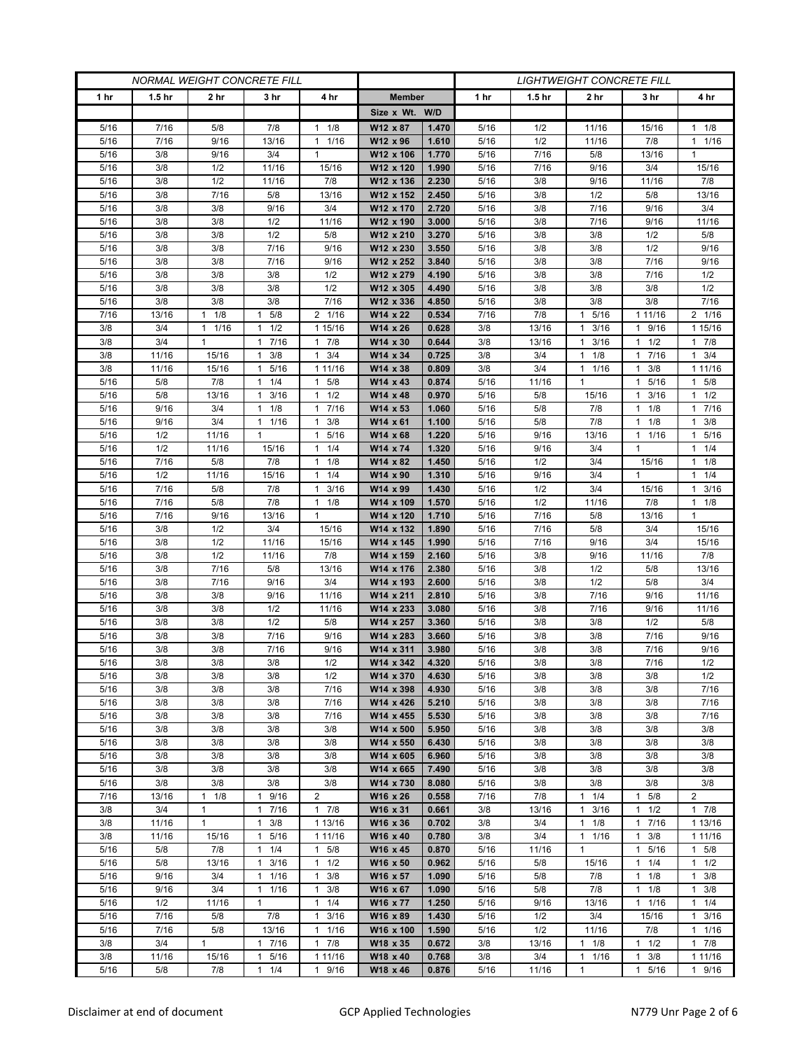| NORMAL WEIGHT CONCRETE FILL | | | | | | | LIGHTWEIGHT CONCRETE FILL | | | | |
|---|---|---|---|---|---|---|---|---|---|---|---|
| 1 hr | 1.5 hr | 2 hr | 3 hr | 4 hr | Member | | 1 hr | 1.5 hr | 2 hr | 3 hr | 4 hr |
| | | | | | Size x Wt. | W/D | | | | | |
| 5/16 | 7/16 | 5/8 | 7/8 | 1 1/8 | W12 x 87 | 1.470 | 5/16 | 1/2 | 11/16 | 15/16 | 1 1/8 |
| 5/16 | 7/16 | 9/16 | 13/16 | 1 1/16 | W12 x 96 | 1.610 | 5/16 | 1/2 | 11/16 | 7/8 | 1 1/16 |
| 5/16 | 3/8 | 9/16 | 3/4 | 1 | W12 x 106 | 1.770 | 5/16 | 7/16 | 5/8 | 13/16 | 1 |
| 5/16 | 3/8 | 1/2 | 11/16 | 15/16 | W12 x 120 | 1.990 | 5/16 | 7/16 | 9/16 | 3/4 | 15/16 |
| 5/16 | 3/8 | 1/2 | 11/16 | 7/8 | W12 x 136 | 2.230 | 5/16 | 3/8 | 9/16 | 11/16 | 7/8 |
| 5/16 | 3/8 | 7/16 | 5/8 | 13/16 | W12 x 152 | 2.450 | 5/16 | 3/8 | 1/2 | 5/8 | 13/16 |
| 5/16 | 3/8 | 3/8 | 9/16 | 3/4 | W12 x 170 | 2.720 | 5/16 | 3/8 | 7/16 | 9/16 | 3/4 |
| 5/16 | 3/8 | 3/8 | 1/2 | 11/16 | W12 x 190 | 3.000 | 5/16 | 3/8 | 7/16 | 9/16 | 11/16 |
| 5/16 | 3/8 | 3/8 | 1/2 | 5/8 | W12 x 210 | 3.270 | 5/16 | 3/8 | 3/8 | 1/2 | 5/8 |
| 5/16 | 3/8 | 3/8 | 7/16 | 9/16 | W12 x 230 | 3.550 | 5/16 | 3/8 | 3/8 | 1/2 | 9/16 |
| 5/16 | 3/8 | 3/8 | 7/16 | 9/16 | W12 x 252 | 3.840 | 5/16 | 3/8 | 3/8 | 7/16 | 9/16 |
| 5/16 | 3/8 | 3/8 | 3/8 | 1/2 | W12 x 279 | 4.190 | 5/16 | 3/8 | 3/8 | 7/16 | 1/2 |
| 5/16 | 3/8 | 3/8 | 3/8 | 1/2 | W12 x 305 | 4.490 | 5/16 | 3/8 | 3/8 | 3/8 | 1/2 |
| 5/16 | 3/8 | 3/8 | 3/8 | 7/16 | W12 x 336 | 4.850 | 5/16 | 3/8 | 3/8 | 3/8 | 7/16 |
| 7/16 | 13/16 | 1 1/8 | 1 5/8 | 2 1/16 | W14 x 22 | 0.534 | 7/16 | 7/8 | 1 5/16 | 1 11/16 | 2 1/16 |
| 3/8 | 3/4 | 1 1/16 | 1 1/2 | 1 15/16 | W14 x 26 | 0.628 | 3/8 | 13/16 | 1 3/16 | 1 9/16 | 1 15/16 |
| 3/8 | 3/4 | 1 | 1 7/16 | 1 7/8 | W14 x 30 | 0.644 | 3/8 | 13/16 | 1 3/16 | 1 1/2 | 1 7/8 |
| 3/8 | 11/16 | 15/16 | 1 3/8 | 1 3/4 | W14 x 34 | 0.725 | 3/8 | 3/4 | 1 1/8 | 1 7/16 | 1 3/4 |
| 3/8 | 11/16 | 15/16 | 1 5/16 | 1 11/16 | W14 x 38 | 0.809 | 3/8 | 3/4 | 1 1/16 | 1 3/8 | 1 11/16 |
| 5/16 | 5/8 | 7/8 | 1 1/4 | 1 5/8 | W14 x 43 | 0.874 | 5/16 | 11/16 | 1 | 1 5/16 | 1 5/8 |
| 5/16 | 5/8 | 13/16 | 1 3/16 | 1 1/2 | W14 x 48 | 0.970 | 5/16 | 5/8 | 15/16 | 1 3/16 | 1 1/2 |
| 5/16 | 9/16 | 3/4 | 1 1/8 | 1 7/16 | W14 x 53 | 1.060 | 5/16 | 5/8 | 7/8 | 1 1/8 | 1 7/16 |
| 5/16 | 9/16 | 3/4 | 1 1/16 | 1 3/8 | W14 x 61 | 1.100 | 5/16 | 5/8 | 7/8 | 1 1/8 | 1 3/8 |
| 5/16 | 1/2 | 11/16 | 1 | 1 5/16 | W14 x 68 | 1.220 | 5/16 | 9/16 | 13/16 | 1 1/16 | 1 5/16 |
| 5/16 | 1/2 | 11/16 | 15/16 | 1 1/4 | W14 x 74 | 1.320 | 5/16 | 9/16 | 3/4 | 1 | 1 1/4 |
| 5/16 | 7/16 | 5/8 | 7/8 | 1 1/8 | W14 x 82 | 1.450 | 5/16 | 1/2 | 3/4 | 15/16 | 1 1/8 |
| 5/16 | 1/2 | 11/16 | 15/16 | 1 1/4 | W14 x 90 | 1.310 | 5/16 | 9/16 | 3/4 | 1 | 1 1/4 |
| 5/16 | 7/16 | 5/8 | 7/8 | 1 3/16 | W14 x 99 | 1.430 | 5/16 | 1/2 | 3/4 | 15/16 | 1 3/16 |
| 5/16 | 7/16 | 5/8 | 7/8 | 1 1/8 | W14 x 109 | 1.570 | 5/16 | 1/2 | 11/16 | 7/8 | 1 1/8 |
| 5/16 | 7/16 | 9/16 | 13/16 | 1 | W14 x 120 | 1.710 | 5/16 | 7/16 | 5/8 | 13/16 | 1 |
| 5/16 | 3/8 | 1/2 | 3/4 | 15/16 | W14 x 132 | 1.890 | 5/16 | 7/16 | 5/8 | 3/4 | 15/16 |
| 5/16 | 3/8 | 1/2 | 11/16 | 15/16 | W14 x 145 | 1.990 | 5/16 | 7/16 | 9/16 | 3/4 | 15/16 |
| 5/16 | 3/8 | 1/2 | 11/16 | 7/8 | W14 x 159 | 2.160 | 5/16 | 3/8 | 9/16 | 11/16 | 7/8 |
| 5/16 | 3/8 | 7/16 | 5/8 | 13/16 | W14 x 176 | 2.380 | 5/16 | 3/8 | 1/2 | 5/8 | 13/16 |
| 5/16 | 3/8 | 7/16 | 9/16 | 3/4 | W14 x 193 | 2.600 | 5/16 | 3/8 | 1/2 | 5/8 | 3/4 |
| 5/16 | 3/8 | 3/8 | 9/16 | 11/16 | W14 x 211 | 2.810 | 5/16 | 3/8 | 7/16 | 9/16 | 11/16 |
| 5/16 | 3/8 | 3/8 | 1/2 | 11/16 | W14 x 233 | 3.080 | 5/16 | 3/8 | 7/16 | 9/16 | 11/16 |
| 5/16 | 3/8 | 3/8 | 1/2 | 5/8 | W14 x 257 | 3.360 | 5/16 | 3/8 | 3/8 | 1/2 | 5/8 |
| 5/16 | 3/8 | 3/8 | 7/16 | 9/16 | W14 x 283 | 3.660 | 5/16 | 3/8 | 3/8 | 7/16 | 9/16 |
| 5/16 | 3/8 | 3/8 | 7/16 | 9/16 | W14 x 311 | 3.980 | 5/16 | 3/8 | 3/8 | 7/16 | 9/16 |
| 5/16 | 3/8 | 3/8 | 3/8 | 1/2 | W14 x 342 | 4.320 | 5/16 | 3/8 | 3/8 | 7/16 | 1/2 |
| 5/16 | 3/8 | 3/8 | 3/8 | 1/2 | W14 x 370 | 4.630 | 5/16 | 3/8 | 3/8 | 3/8 | 1/2 |
| 5/16 | 3/8 | 3/8 | 3/8 | 7/16 | W14 x 398 | 4.930 | 5/16 | 3/8 | 3/8 | 3/8 | 7/16 |
| 5/16 | 3/8 | 3/8 | 3/8 | 7/16 | W14 x 426 | 5.210 | 5/16 | 3/8 | 3/8 | 3/8 | 7/16 |
| 5/16 | 3/8 | 3/8 | 3/8 | 7/16 | W14 x 455 | 5.530 | 5/16 | 3/8 | 3/8 | 3/8 | 7/16 |
| 5/16 | 3/8 | 3/8 | 3/8 | 3/8 | W14 x 500 | 5.950 | 5/16 | 3/8 | 3/8 | 3/8 | 3/8 |
| 5/16 | 3/8 | 3/8 | 3/8 | 3/8 | W14 x 550 | 6.430 | 5/16 | 3/8 | 3/8 | 3/8 | 3/8 |
| 5/16 | 3/8 | 3/8 | 3/8 | 3/8 | W14 x 605 | 6.960 | 5/16 | 3/8 | 3/8 | 3/8 | 3/8 |
| 5/16 | 3/8 | 3/8 | 3/8 | 3/8 | W14 x 665 | 7.490 | 5/16 | 3/8 | 3/8 | 3/8 | 3/8 |
| 5/16 | 3/8 | 3/8 | 3/8 | 3/8 | W14 x 730 | 8.080 | 5/16 | 3/8 | 3/8 | 3/8 | 3/8 |
| 7/16 | 13/16 | 1 1/8 | 1 9/16 | 2 | W16 x 26 | 0.558 | 7/16 | 7/8 | 1 1/4 | 1 5/8 | 2 |
| 3/8 | 3/4 | 1 | 1 7/16 | 1 7/8 | W16 x 31 | 0.661 | 3/8 | 13/16 | 1 3/16 | 1 1/2 | 1 7/8 |
| 3/8 | 11/16 | 1 | 1 3/8 | 1 13/16 | W16 x 36 | 0.702 | 3/8 | 3/4 | 1 1/8 | 1 7/16 | 1 13/16 |
| 3/8 | 11/16 | 15/16 | 1 5/16 | 1 11/16 | W16 x 40 | 0.780 | 3/8 | 3/4 | 1 1/16 | 1 3/8 | 1 11/16 |
| 5/16 | 5/8 | 7/8 | 1 1/4 | 1 5/8 | W16 x 45 | 0.870 | 5/16 | 11/16 | 1 | 1 5/16 | 1 5/8 |
| 5/16 | 5/8 | 13/16 | 1 3/16 | 1 1/2 | W16 x 50 | 0.962 | 5/16 | 5/8 | 15/16 | 1 1/4 | 1 1/2 |
| 5/16 | 9/16 | 3/4 | 1 1/16 | 1 3/8 | W16 x 57 | 1.090 | 5/16 | 5/8 | 7/8 | 1 1/8 | 1 3/8 |
| 5/16 | 9/16 | 3/4 | 1 1/16 | 1 3/8 | W16 x 67 | 1.090 | 5/16 | 5/8 | 7/8 | 1 1/8 | 1 3/8 |
| 5/16 | 1/2 | 11/16 | 1 | 1 1/4 | W16 x 77 | 1.250 | 5/16 | 9/16 | 13/16 | 1 1/16 | 1 1/4 |
| 5/16 | 7/16 | 5/8 | 7/8 | 1 3/16 | W16 x 89 | 1.430 | 5/16 | 1/2 | 3/4 | 15/16 | 1 3/16 |
| 5/16 | 7/16 | 5/8 | 13/16 | 1 1/16 | W16 x 100 | 1.590 | 5/16 | 1/2 | 11/16 | 7/8 | 1 1/16 |
| 3/8 | 3/4 | 1 | 1 7/16 | 1 7/8 | W18 x 35 | 0.672 | 3/8 | 13/16 | 1 1/8 | 1 1/2 | 1 7/8 |
| 3/8 | 11/16 | 15/16 | 1 5/16 | 1 11/16 | W18 x 40 | 0.768 | 3/8 | 3/4 | 1 1/16 | 1 3/8 | 1 11/16 |
| 5/16 | 5/8 | 7/8 | 1 1/4 | 1 9/16 | W18 x 46 | 0.876 | 5/16 | 11/16 | 1 | 1 5/16 | 1 9/16 |

Disclaimer at end of document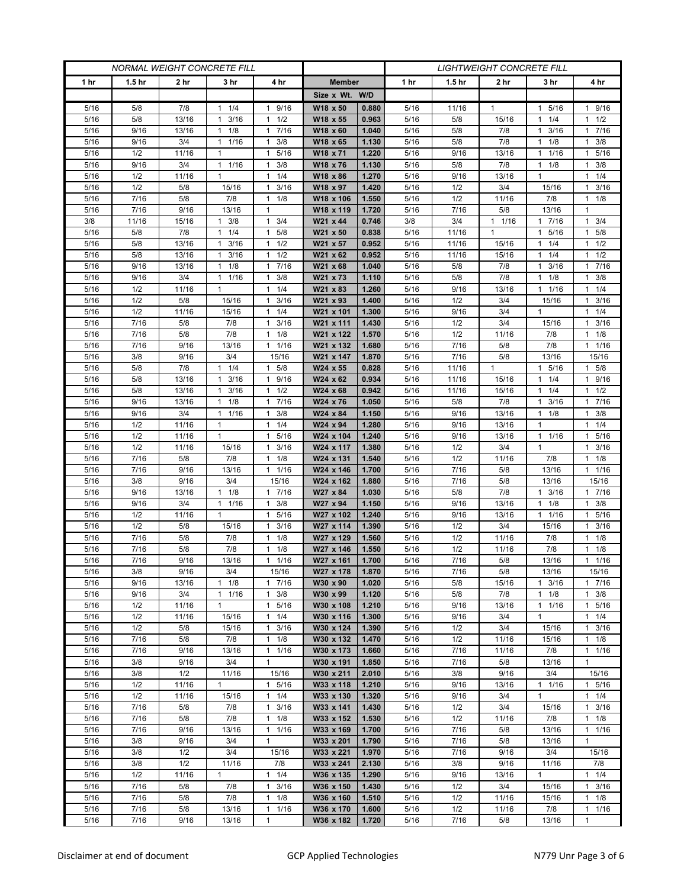| NORMAL WEIGHT CONCRETE FILL | | | | | | | LIGHTWEIGHT CONCRETE FILL | | | | |
|---|---|---|---|---|---|---|---|---|---|---|---|
| 1 hr | 1.5 hr | 2 hr | 3 hr | 4 hr | Member | | 1 hr | 1.5 hr | 2 hr | 3 hr | 4 hr |
| | | | | | Size x Wt. | W/D | | | | | |
| 5/16 | 5/8 | 7/8 | 1 1/4 | 1 9/16 | W18 x 50 | 0.880 | 5/16 | 11/16 | 1 | 1 5/16 | 1 9/16 |
| 5/16 | 5/8 | 13/16 | 1 3/16 | 1 1/2 | W18 x 55 | 0.963 | 5/16 | 5/8 | 15/16 | 1 1/4 | 1 1/2 |
| 5/16 | 9/16 | 13/16 | 1 1/8 | 1 7/16 | W18 x 60 | 1.040 | 5/16 | 5/8 | 7/8 | 1 3/16 | 1 7/16 |
| 5/16 | 9/16 | 3/4 | 1 1/16 | 1 3/8 | W18 x 65 | 1.130 | 5/16 | 5/8 | 7/8 | 1 1/8 | 1 3/8 |
| 5/16 | 1/2 | 11/16 | 1 | 1 5/16 | W18 x 71 | 1.220 | 5/16 | 9/16 | 13/16 | 1 1/16 | 1 5/16 |
| 5/16 | 9/16 | 3/4 | 1 1/16 | 1 3/8 | W18 x 76 | 1.130 | 5/16 | 5/8 | 7/8 | 1 1/8 | 1 3/8 |
| 5/16 | 1/2 | 11/16 | 1 | 1 1/4 | W18 x 86 | 1.270 | 5/16 | 9/16 | 13/16 | 1 | 1 1/4 |
| 5/16 | 1/2 | 5/8 | 15/16 | 1 3/16 | W18 x 97 | 1.420 | 5/16 | 1/2 | 3/4 | 15/16 | 1 3/16 |
| 5/16 | 7/16 | 5/8 | 7/8 | 1 1/8 | W18 x 106 | 1.550 | 5/16 | 1/2 | 11/16 | 7/8 | 1 1/8 |
| 5/16 | 7/16 | 9/16 | 13/16 | 1 | W18 x 119 | 1.720 | 5/16 | 7/16 | 5/8 | 13/16 | 1 |
| 3/8 | 11/16 | 15/16 | 1 3/8 | 1 3/4 | W21 x 44 | 0.746 | 3/8 | 3/4 | 1 1/16 | 1 7/16 | 1 3/4 |
| 5/16 | 5/8 | 7/8 | 1 1/4 | 1 5/8 | W21 x 50 | 0.838 | 5/16 | 11/16 | 1 | 1 5/16 | 1 5/8 |
| 5/16 | 5/8 | 13/16 | 1 3/16 | 1 1/2 | W21 x 57 | 0.952 | 5/16 | 11/16 | 15/16 | 1 1/4 | 1 1/2 |
| 5/16 | 5/8 | 13/16 | 1 3/16 | 1 1/2 | W21 x 62 | 0.952 | 5/16 | 11/16 | 15/16 | 1 1/4 | 1 1/2 |
| 5/16 | 9/16 | 13/16 | 1 1/8 | 1 7/16 | W21 x 68 | 1.040 | 5/16 | 5/8 | 7/8 | 1 3/16 | 1 7/16 |
| 5/16 | 9/16 | 3/4 | 1 1/16 | 1 3/8 | W21 x 73 | 1.110 | 5/16 | 5/8 | 7/8 | 1 1/8 | 1 3/8 |
| 5/16 | 1/2 | 11/16 | 1 | 1 1/4 | W21 x 83 | 1.260 | 5/16 | 9/16 | 13/16 | 1 1/16 | 1 1/4 |
| 5/16 | 1/2 | 5/8 | 15/16 | 1 3/16 | W21 x 93 | 1.400 | 5/16 | 1/2 | 3/4 | 15/16 | 1 3/16 |
| 5/16 | 1/2 | 11/16 | 15/16 | 1 1/4 | W21 x 101 | 1.300 | 5/16 | 9/16 | 3/4 | 1 | 1 1/4 |
| 5/16 | 7/16 | 5/8 | 7/8 | 1 3/16 | W21 x 111 | 1.430 | 5/16 | 1/2 | 3/4 | 15/16 | 1 3/16 |
| 5/16 | 7/16 | 5/8 | 7/8 | 1 1/8 | W21 x 122 | 1.570 | 5/16 | 1/2 | 11/16 | 7/8 | 1 1/8 |
| 5/16 | 7/16 | 9/16 | 13/16 | 1 1/16 | W21 x 132 | 1.680 | 5/16 | 7/16 | 5/8 | 7/8 | 1 1/16 |
| 5/16 | 3/8 | 9/16 | 3/4 | 15/16 | W21 x 147 | 1.870 | 5/16 | 7/16 | 5/8 | 13/16 | 15/16 |
| 5/16 | 5/8 | 7/8 | 1 1/4 | 1 5/8 | W24 x 55 | 0.828 | 5/16 | 11/16 | 1 | 1 5/16 | 1 5/8 |
| 5/16 | 5/8 | 13/16 | 1 3/16 | 1 9/16 | W24 x 62 | 0.934 | 5/16 | 11/16 | 15/16 | 1 1/4 | 1 9/16 |
| 5/16 | 5/8 | 13/16 | 1 3/16 | 1 1/2 | W24 x 68 | 0.942 | 5/16 | 11/16 | 15/16 | 1 1/4 | 1 1/2 |
| 5/16 | 9/16 | 13/16 | 1 1/8 | 1 7/16 | W24 x 76 | 1.050 | 5/16 | 5/8 | 7/8 | 1 3/16 | 1 7/16 |
| 5/16 | 9/16 | 3/4 | 1 1/16 | 1 3/8 | W24 x 84 | 1.150 | 5/16 | 9/16 | 13/16 | 1 1/8 | 1 3/8 |
| 5/16 | 1/2 | 11/16 | 1 | 1 1/4 | W24 x 94 | 1.280 | 5/16 | 9/16 | 13/16 | 1 | 1 1/4 |
| 5/16 | 1/2 | 11/16 | 1 | 1 5/16 | W24 x 104 | 1.240 | 5/16 | 9/16 | 13/16 | 1 1/16 | 1 5/16 |
| 5/16 | 1/2 | 11/16 | 15/16 | 1 3/16 | W24 x 117 | 1.380 | 5/16 | 1/2 | 3/4 | 1 | 1 3/16 |
| 5/16 | 7/16 | 5/8 | 7/8 | 1 1/8 | W24 x 131 | 1.540 | 5/16 | 1/2 | 11/16 | 7/8 | 1 1/8 |
| 5/16 | 7/16 | 9/16 | 13/16 | 1 1/16 | W24 x 146 | 1.700 | 5/16 | 7/16 | 5/8 | 13/16 | 1 1/16 |
| 5/16 | 3/8 | 9/16 | 3/4 | 15/16 | W24 x 162 | 1.880 | 5/16 | 7/16 | 5/8 | 13/16 | 15/16 |
| 5/16 | 9/16 | 13/16 | 1 1/8 | 1 7/16 | W27 x 84 | 1.030 | 5/16 | 5/8 | 7/8 | 1 3/16 | 1 7/16 |
| 5/16 | 9/16 | 3/4 | 1 1/16 | 1 3/8 | W27 x 94 | 1.150 | 5/16 | 9/16 | 13/16 | 1 1/8 | 1 3/8 |
| 5/16 | 1/2 | 11/16 | 1 | 1 5/16 | W27 x 102 | 1.240 | 5/16 | 9/16 | 13/16 | 1 1/16 | 1 5/16 |
| 5/16 | 1/2 | 5/8 | 15/16 | 1 3/16 | W27 x 114 | 1.390 | 5/16 | 1/2 | 3/4 | 15/16 | 1 3/16 |
| 5/16 | 7/16 | 5/8 | 7/8 | 1 1/8 | W27 x 129 | 1.560 | 5/16 | 1/2 | 11/16 | 7/8 | 1 1/8 |
| 5/16 | 7/16 | 5/8 | 7/8 | 1 1/8 | W27 x 146 | 1.550 | 5/16 | 1/2 | 11/16 | 7/8 | 1 1/8 |
| 5/16 | 7/16 | 9/16 | 13/16 | 1 1/16 | W27 x 161 | 1.700 | 5/16 | 7/16 | 5/8 | 13/16 | 1 1/16 |
| 5/16 | 3/8 | 9/16 | 3/4 | 15/16 | W27 x 178 | 1.870 | 5/16 | 7/16 | 5/8 | 13/16 | 15/16 |
| 5/16 | 9/16 | 13/16 | 1 1/8 | 1 7/16 | W30 x 90 | 1.020 | 5/16 | 5/8 | 15/16 | 1 3/16 | 1 7/16 |
| 5/16 | 9/16 | 3/4 | 1 1/16 | 1 3/8 | W30 x 99 | 1.120 | 5/16 | 5/8 | 7/8 | 1 1/8 | 1 3/8 |
| 5/16 | 1/2 | 11/16 | 1 | 1 5/16 | W30 x 108 | 1.210 | 5/16 | 9/16 | 13/16 | 1 1/16 | 1 5/16 |
| 5/16 | 1/2 | 11/16 | 15/16 | 1 1/4 | W30 x 116 | 1.300 | 5/16 | 9/16 | 3/4 | 1 | 1 1/4 |
| 5/16 | 1/2 | 5/8 | 15/16 | 1 3/16 | W30 x 124 | 1.390 | 5/16 | 1/2 | 3/4 | 15/16 | 1 3/16 |
| 5/16 | 7/16 | 5/8 | 7/8 | 1 1/8 | W30 x 132 | 1.470 | 5/16 | 1/2 | 11/16 | 15/16 | 1 1/8 |
| 5/16 | 7/16 | 9/16 | 13/16 | 1 1/16 | W30 x 173 | 1.660 | 5/16 | 7/16 | 11/16 | 7/8 | 1 1/16 |
| 5/16 | 3/8 | 9/16 | 3/4 | 1 | W30 x 191 | 1.850 | 5/16 | 7/16 | 5/8 | 13/16 | 1 |
| 5/16 | 3/8 | 1/2 | 11/16 | 15/16 | W30 x 211 | 2.010 | 5/16 | 3/8 | 9/16 | 3/4 | 15/16 |
| 5/16 | 1/2 | 11/16 | 1 | 1 5/16 | W33 x 118 | 1.210 | 5/16 | 9/16 | 13/16 | 1 1/16 | 1 5/16 |
| 5/16 | 1/2 | 11/16 | 15/16 | 1 1/4 | W33 x 130 | 1.320 | 5/16 | 9/16 | 3/4 | 1 | 1 1/4 |
| 5/16 | 7/16 | 5/8 | 7/8 | 1 3/16 | W33 x 141 | 1.430 | 5/16 | 1/2 | 3/4 | 15/16 | 1 3/16 |
| 5/16 | 7/16 | 5/8 | 7/8 | 1 1/8 | W33 x 152 | 1.530 | 5/16 | 1/2 | 11/16 | 7/8 | 1 1/8 |
| 5/16 | 7/16 | 9/16 | 13/16 | 1 1/16 | W33 x 169 | 1.700 | 5/16 | 7/16 | 5/8 | 13/16 | 1 1/16 |
| 5/16 | 3/8 | 9/16 | 3/4 | 1 | W33 x 201 | 1.790 | 5/16 | 7/16 | 5/8 | 13/16 | 1 |
| 5/16 | 3/8 | 1/2 | 3/4 | 15/16 | W33 x 221 | 1.970 | 5/16 | 7/16 | 9/16 | 3/4 | 15/16 |
| 5/16 | 3/8 | 1/2 | 11/16 | 7/8 | W33 x 241 | 2.130 | 5/16 | 3/8 | 9/16 | 11/16 | 7/8 |
| 5/16 | 1/2 | 11/16 | 1 | 1 1/4 | W36 x 135 | 1.290 | 5/16 | 9/16 | 13/16 | 1 | 1 1/4 |
| 5/16 | 7/16 | 5/8 | 7/8 | 1 3/16 | W36 x 150 | 1.430 | 5/16 | 1/2 | 3/4 | 15/16 | 1 3/16 |
| 5/16 | 7/16 | 5/8 | 7/8 | 1 1/8 | W36 x 160 | 1.510 | 5/16 | 1/2 | 11/16 | 15/16 | 1 1/8 |
| 5/16 | 7/16 | 5/8 | 13/16 | 1 1/16 | W36 x 170 | 1.600 | 5/16 | 1/2 | 11/16 | 7/8 | 1 1/16 |
| 5/16 | 7/16 | 9/16 | 13/16 | 1 | W36 x 182 | 1.720 | 5/16 | 7/16 | 5/8 | 13/16 | 1 |

Disclaimer at end of document | GCP Applied Technologies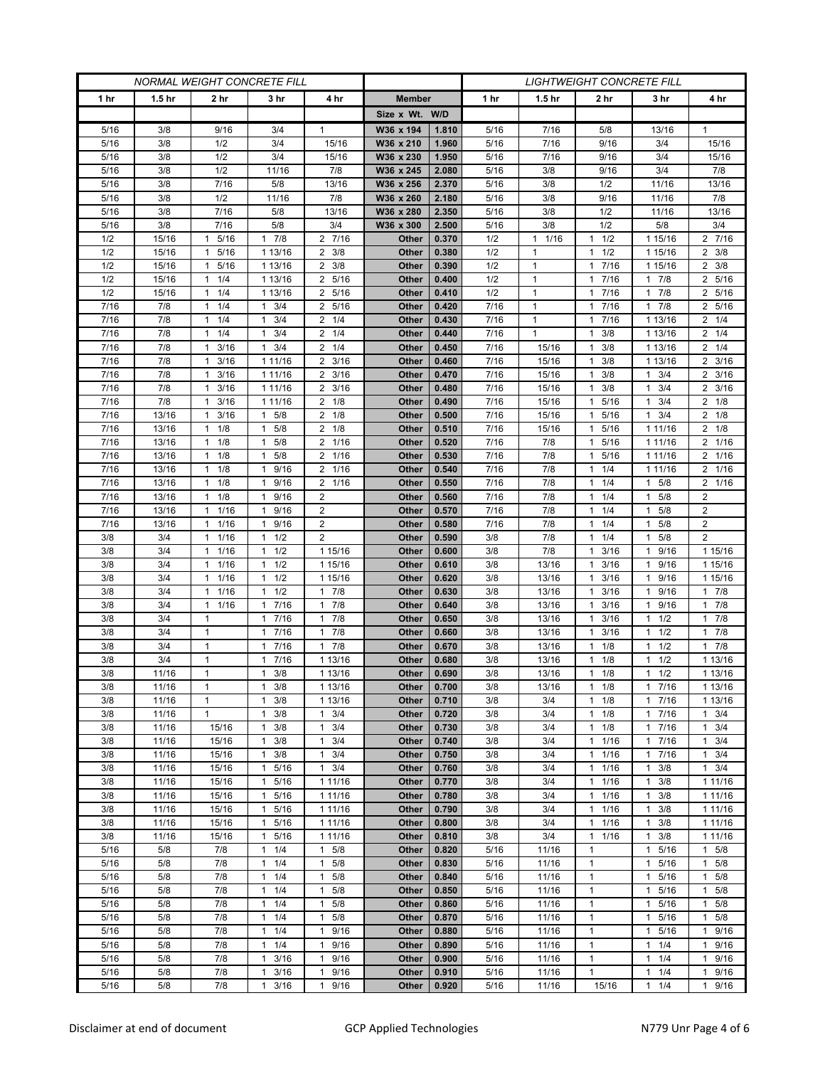| NORMAL WEIGHT CONCRETE FILL | | | | | | | LIGHTWEIGHT CONCRETE FILL | | | | |
|---|---|---|---|---|---|---|---|---|---|---|---|
| 1 hr | 1.5 hr | 2 hr | 3 hr | 4 hr | Member | | 1 hr | 1.5 hr | 2 hr | 3 hr | 4 hr |
| | | | | | Size x Wt. | W/D | | | | | |
| 5/16 | 3/8 | 9/16 | 3/4 | 1 | W36 x 194 | 1.810 | 5/16 | 7/16 | 5/8 | 13/16 | 1 |
| 5/16 | 3/8 | 1/2 | 3/4 | 15/16 | W36 x 210 | 1.960 | 5/16 | 7/16 | 9/16 | 3/4 | 15/16 |
| 5/16 | 3/8 | 1/2 | 3/4 | 15/16 | W36 x 230 | 1.950 | 5/16 | 7/16 | 9/16 | 3/4 | 15/16 |
| 5/16 | 3/8 | 1/2 | 11/16 | 7/8 | W36 x 245 | 2.080 | 5/16 | 3/8 | 9/16 | 3/4 | 7/8 |
| 5/16 | 3/8 | 7/16 | 5/8 | 13/16 | W36 x 256 | 2.370 | 5/16 | 3/8 | 1/2 | 11/16 | 13/16 |
| 5/16 | 3/8 | 1/2 | 11/16 | 7/8 | W36 x 260 | 2.180 | 5/16 | 3/8 | 9/16 | 11/16 | 7/8 |
| 5/16 | 3/8 | 7/16 | 5/8 | 13/16 | W36 x 280 | 2.350 | 5/16 | 3/8 | 1/2 | 11/16 | 13/16 |
| 5/16 | 3/8 | 7/16 | 5/8 | 3/4 | W36 x 300 | 2.500 | 5/16 | 3/8 | 1/2 | 5/8 | 3/4 |
| 1/2 | 15/16 | 1 5/16 | 1 7/8 | 2 7/16 | Other | 0.370 | 1/2 | 1 1/16 | 1 1/2 | 1 15/16 | 2 7/16 |
| 1/2 | 15/16 | 1 5/16 | 1 13/16 | 2 3/8 | Other | 0.380 | 1/2 | 1 | 1 1/2 | 1 15/16 | 2 3/8 |
| 1/2 | 15/16 | 1 5/16 | 1 13/16 | 2 3/8 | Other | 0.390 | 1/2 | 1 | 1 7/16 | 1 15/16 | 2 3/8 |
| 1/2 | 15/16 | 1 1/4 | 1 13/16 | 2 5/16 | Other | 0.400 | 1/2 | 1 | 1 7/16 | 1 7/8 | 2 5/16 |
| 1/2 | 15/16 | 1 1/4 | 1 13/16 | 2 5/16 | Other | 0.410 | 1/2 | 1 | 1 7/16 | 1 7/8 | 2 5/16 |
| 7/16 | 7/8 | 1 1/4 | 1 3/4 | 2 5/16 | Other | 0.420 | 7/16 | 1 | 1 7/16 | 1 7/8 | 2 5/16 |
| 7/16 | 7/8 | 1 1/4 | 1 3/4 | 2 1/4 | Other | 0.430 | 7/16 | 1 | 1 7/16 | 1 13/16 | 2 1/4 |
| 7/16 | 7/8 | 1 1/4 | 1 3/4 | 2 1/4 | Other | 0.440 | 7/16 | 1 | 1 3/8 | 1 13/16 | 2 1/4 |
| 7/16 | 7/8 | 1 3/16 | 1 3/4 | 2 1/4 | Other | 0.450 | 7/16 | 15/16 | 1 3/8 | 1 13/16 | 2 1/4 |
| 7/16 | 7/8 | 1 3/16 | 1 11/16 | 2 3/16 | Other | 0.460 | 7/16 | 15/16 | 1 3/8 | 1 13/16 | 2 3/16 |
| 7/16 | 7/8 | 1 3/16 | 1 11/16 | 2 3/16 | Other | 0.470 | 7/16 | 15/16 | 1 3/8 | 1 3/4 | 2 3/16 |
| 7/16 | 7/8 | 1 3/16 | 1 11/16 | 2 3/16 | Other | 0.480 | 7/16 | 15/16 | 1 3/8 | 1 3/4 | 2 3/16 |
| 7/16 | 7/8 | 1 3/16 | 1 11/16 | 2 1/8 | Other | 0.490 | 7/16 | 15/16 | 1 5/16 | 1 3/4 | 2 1/8 |
| 7/16 | 13/16 | 1 3/16 | 1 5/8 | 2 1/8 | Other | 0.500 | 7/16 | 15/16 | 1 5/16 | 1 3/4 | 2 1/8 |
| 7/16 | 13/16 | 1 1/8 | 1 5/8 | 2 1/8 | Other | 0.510 | 7/16 | 15/16 | 1 5/16 | 1 11/16 | 2 1/8 |
| 7/16 | 13/16 | 1 1/8 | 1 5/8 | 2 1/16 | Other | 0.520 | 7/16 | 7/8 | 1 5/16 | 1 11/16 | 2 1/16 |
| 7/16 | 13/16 | 1 1/8 | 1 5/8 | 2 1/16 | Other | 0.530 | 7/16 | 7/8 | 1 5/16 | 1 11/16 | 2 1/16 |
| 7/16 | 13/16 | 1 1/8 | 1 9/16 | 2 1/16 | Other | 0.540 | 7/16 | 7/8 | 1 1/4 | 1 11/16 | 2 1/16 |
| 7/16 | 13/16 | 1 1/8 | 1 9/16 | 2 1/16 | Other | 0.550 | 7/16 | 7/8 | 1 1/4 | 1 5/8 | 2 1/16 |
| 7/16 | 13/16 | 1 1/8 | 1 9/16 | 2 | Other | 0.560 | 7/16 | 7/8 | 1 1/4 | 1 5/8 | 2 |
| 7/16 | 13/16 | 1 1/16 | 1 9/16 | 2 | Other | 0.570 | 7/16 | 7/8 | 1 1/4 | 1 5/8 | 2 |
| 7/16 | 13/16 | 1 1/16 | 1 9/16 | 2 | Other | 0.580 | 7/16 | 7/8 | 1 1/4 | 1 5/8 | 2 |
| 3/8 | 3/4 | 1 1/16 | 1 1/2 | 2 | Other | 0.590 | 3/8 | 7/8 | 1 1/4 | 1 5/8 | 2 |
| 3/8 | 3/4 | 1 1/16 | 1 1/2 | 1 15/16 | Other | 0.600 | 3/8 | 7/8 | 1 3/16 | 1 9/16 | 1 15/16 |
| 3/8 | 3/4 | 1 1/16 | 1 1/2 | 1 15/16 | Other | 0.610 | 3/8 | 13/16 | 1 3/16 | 1 9/16 | 1 15/16 |
| 3/8 | 3/4 | 1 1/16 | 1 1/2 | 1 15/16 | Other | 0.620 | 3/8 | 13/16 | 1 3/16 | 1 9/16 | 1 15/16 |
| 3/8 | 3/4 | 1 1/16 | 1 1/2 | 1 7/8 | Other | 0.630 | 3/8 | 13/16 | 1 3/16 | 1 9/16 | 1 7/8 |
| 3/8 | 3/4 | 1 1/16 | 1 7/16 | 1 7/8 | Other | 0.640 | 3/8 | 13/16 | 1 3/16 | 1 9/16 | 1 7/8 |
| 3/8 | 3/4 | 1 | 1 7/16 | 1 7/8 | Other | 0.650 | 3/8 | 13/16 | 1 3/16 | 1 1/2 | 1 7/8 |
| 3/8 | 3/4 | 1 | 1 7/16 | 1 7/8 | Other | 0.660 | 3/8 | 13/16 | 1 3/16 | 1 1/2 | 1 7/8 |
| 3/8 | 3/4 | 1 | 1 7/16 | 1 7/8 | Other | 0.670 | 3/8 | 13/16 | 1 1/8 | 1 1/2 | 1 7/8 |
| 3/8 | 3/4 | 1 | 1 7/16 | 1 13/16 | Other | 0.680 | 3/8 | 13/16 | 1 1/8 | 1 1/2 | 1 13/16 |
| 3/8 | 11/16 | 1 | 1 3/8 | 1 13/16 | Other | 0.690 | 3/8 | 13/16 | 1 1/8 | 1 1/2 | 1 13/16 |
| 3/8 | 11/16 | 1 | 1 3/8 | 1 13/16 | Other | 0.700 | 3/8 | 13/16 | 1 1/8 | 1 7/16 | 1 13/16 |
| 3/8 | 11/16 | 1 | 1 3/8 | 1 13/16 | Other | 0.710 | 3/8 | 3/4 | 1 1/8 | 1 7/16 | 1 13/16 |
| 3/8 | 11/16 | 1 | 1 3/8 | 1 3/4 | Other | 0.720 | 3/8 | 3/4 | 1 1/8 | 1 7/16 | 1 3/4 |
| 3/8 | 11/16 | 15/16 | 1 3/8 | 1 3/4 | Other | 0.730 | 3/8 | 3/4 | 1 1/8 | 1 7/16 | 1 3/4 |
| 3/8 | 11/16 | 15/16 | 1 3/8 | 1 3/4 | Other | 0.740 | 3/8 | 3/4 | 1 1/16 | 1 7/16 | 1 3/4 |
| 3/8 | 11/16 | 15/16 | 1 3/8 | 1 3/4 | Other | 0.750 | 3/8 | 3/4 | 1 1/16 | 1 7/16 | 1 3/4 |
| 3/8 | 11/16 | 15/16 | 1 5/16 | 1 3/4 | Other | 0.760 | 3/8 | 3/4 | 1 1/16 | 1 3/8 | 1 3/4 |
| 3/8 | 11/16 | 15/16 | 1 5/16 | 1 11/16 | Other | 0.770 | 3/8 | 3/4 | 1 1/16 | 1 3/8 | 1 11/16 |
| 3/8 | 11/16 | 15/16 | 1 5/16 | 1 11/16 | Other | 0.780 | 3/8 | 3/4 | 1 1/16 | 1 3/8 | 1 11/16 |
| 3/8 | 11/16 | 15/16 | 1 5/16 | 1 11/16 | Other | 0.790 | 3/8 | 3/4 | 1 1/16 | 1 3/8 | 1 11/16 |
| 3/8 | 11/16 | 15/16 | 1 5/16 | 1 11/16 | Other | 0.800 | 3/8 | 3/4 | 1 1/16 | 1 3/8 | 1 11/16 |
| 3/8 | 11/16 | 15/16 | 1 5/16 | 1 11/16 | Other | 0.810 | 3/8 | 3/4 | 1 1/16 | 1 3/8 | 1 11/16 |
| 5/16 | 5/8 | 7/8 | 1 1/4 | 1 5/8 | Other | 0.820 | 5/16 | 11/16 | 1 | 1 5/16 | 1 5/8 |
| 5/16 | 5/8 | 7/8 | 1 1/4 | 1 5/8 | Other | 0.830 | 5/16 | 11/16 | 1 | 1 5/16 | 1 5/8 |
| 5/16 | 5/8 | 7/8 | 1 1/4 | 1 5/8 | Other | 0.840 | 5/16 | 11/16 | 1 | 1 5/16 | 1 5/8 |
| 5/16 | 5/8 | 7/8 | 1 1/4 | 1 5/8 | Other | 0.850 | 5/16 | 11/16 | 1 | 1 5/16 | 1 5/8 |
| 5/16 | 5/8 | 7/8 | 1 1/4 | 1 5/8 | Other | 0.860 | 5/16 | 11/16 | 1 | 1 5/16 | 1 5/8 |
| 5/16 | 5/8 | 7/8 | 1 1/4 | 1 5/8 | Other | 0.870 | 5/16 | 11/16 | 1 | 1 5/16 | 1 5/8 |
| 5/16 | 5/8 | 7/8 | 1 1/4 | 1 9/16 | Other | 0.880 | 5/16 | 11/16 | 1 | 1 5/16 | 1 9/16 |
| 5/16 | 5/8 | 7/8 | 1 1/4 | 1 9/16 | Other | 0.890 | 5/16 | 11/16 | 1 | 1 1/4 | 1 9/16 |
| 5/16 | 5/8 | 7/8 | 1 3/16 | 1 9/16 | Other | 0.900 | 5/16 | 11/16 | 1 | 1 1/4 | 1 9/16 |
| 5/16 | 5/8 | 7/8 | 1 3/16 | 1 9/16 | Other | 0.910 | 5/16 | 11/16 | 1 | 1 1/4 | 1 9/16 |
| 5/16 | 5/8 | 7/8 | 1 3/16 | 1 9/16 | Other | 0.920 | 5/16 | 11/16 | 15/16 | 1 1/4 | 1 9/16 |

Disclaimer at end of document

GCP Applied Technologies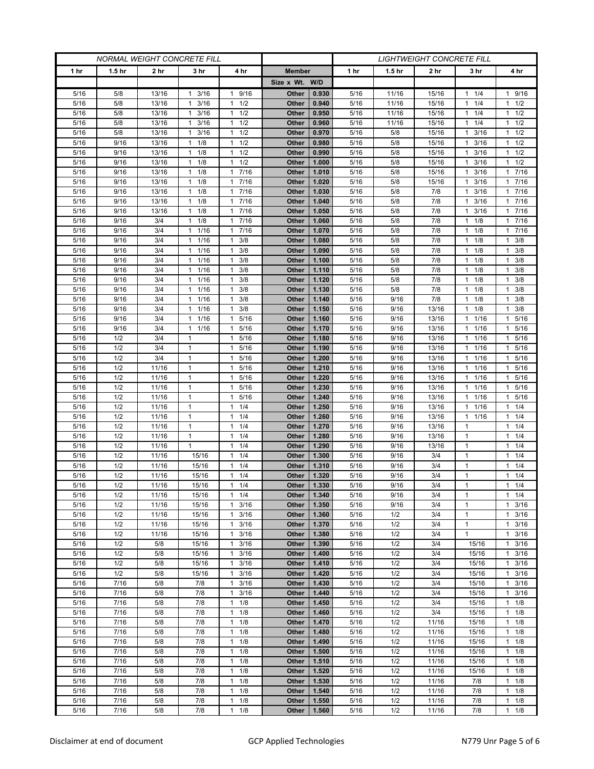| NORMAL WEIGHT CONCRETE FILL | | | | | | | LIGHTWEIGHT CONCRETE FILL | | | | |
|---|---|---|---|---|---|---|---|---|---|---|---|
| 1 hr | 1.5 hr | 2 hr | 3 hr | 4 hr | Member | | 1 hr | 1.5 hr | 2 hr | 3 hr | 4 hr |
| | | | | | Size x Wt. | W/D | | | | | |
| 5/16 | 5/8 | 13/16 | 1 3/16 | 1 9/16 | Other | 0.930 | 5/16 | 11/16 | 15/16 | 1 1/4 | 1 9/16 |
| 5/16 | 5/8 | 13/16 | 1 3/16 | 1 1/2 | Other | 0.940 | 5/16 | 11/16 | 15/16 | 1 1/4 | 1 1/2 |
| 5/16 | 5/8 | 13/16 | 1 3/16 | 1 1/2 | Other | 0.950 | 5/16 | 11/16 | 15/16 | 1 1/4 | 1 1/2 |
| 5/16 | 5/8 | 13/16 | 1 3/16 | 1 1/2 | Other | 0.960 | 5/16 | 11/16 | 15/16 | 1 1/4 | 1 1/2 |
| 5/16 | 5/8 | 13/16 | 1 3/16 | 1 1/2 | Other | 0.970 | 5/16 | 5/8 | 15/16 | 1 3/16 | 1 1/2 |
| 5/16 | 9/16 | 13/16 | 1 1/8 | 1 1/2 | Other | 0.980 | 5/16 | 5/8 | 15/16 | 1 3/16 | 1 1/2 |
| 5/16 | 9/16 | 13/16 | 1 1/8 | 1 1/2 | Other | 0.990 | 5/16 | 5/8 | 15/16 | 1 3/16 | 1 1/2 |
| 5/16 | 9/16 | 13/16 | 1 1/8 | 1 1/2 | Other | 1.000 | 5/16 | 5/8 | 15/16 | 1 3/16 | 1 1/2 |
| 5/16 | 9/16 | 13/16 | 1 1/8 | 1 7/16 | Other | 1.010 | 5/16 | 5/8 | 15/16 | 1 3/16 | 1 7/16 |
| 5/16 | 9/16 | 13/16 | 1 1/8 | 1 7/16 | Other | 1.020 | 5/16 | 5/8 | 15/16 | 1 3/16 | 1 7/16 |
| 5/16 | 9/16 | 13/16 | 1 1/8 | 1 7/16 | Other | 1.030 | 5/16 | 5/8 | 7/8 | 1 3/16 | 1 7/16 |
| 5/16 | 9/16 | 13/16 | 1 1/8 | 1 7/16 | Other | 1.040 | 5/16 | 5/8 | 7/8 | 1 3/16 | 1 7/16 |
| 5/16 | 9/16 | 13/16 | 1 1/8 | 1 7/16 | Other | 1.050 | 5/16 | 5/8 | 7/8 | 1 3/16 | 1 7/16 |
| 5/16 | 9/16 | 3/4 | 1 1/8 | 1 7/16 | Other | 1.060 | 5/16 | 5/8 | 7/8 | 1 1/8 | 1 7/16 |
| 5/16 | 9/16 | 3/4 | 1 1/16 | 1 7/16 | Other | 1.070 | 5/16 | 5/8 | 7/8 | 1 1/8 | 1 7/16 |
| 5/16 | 9/16 | 3/4 | 1 1/16 | 1 3/8 | Other | 1.080 | 5/16 | 5/8 | 7/8 | 1 1/8 | 1 3/8 |
| 5/16 | 9/16 | 3/4 | 1 1/16 | 1 3/8 | Other | 1.090 | 5/16 | 5/8 | 7/8 | 1 1/8 | 1 3/8 |
| 5/16 | 9/16 | 3/4 | 1 1/16 | 1 3/8 | Other | 1.100 | 5/16 | 5/8 | 7/8 | 1 1/8 | 1 3/8 |
| 5/16 | 9/16 | 3/4 | 1 1/16 | 1 3/8 | Other | 1.110 | 5/16 | 5/8 | 7/8 | 1 1/8 | 1 3/8 |
| 5/16 | 9/16 | 3/4 | 1 1/16 | 1 3/8 | Other | 1.120 | 5/16 | 5/8 | 7/8 | 1 1/8 | 1 3/8 |
| 5/16 | 9/16 | 3/4 | 1 1/16 | 1 3/8 | Other | 1.130 | 5/16 | 5/8 | 7/8 | 1 1/8 | 1 3/8 |
| 5/16 | 9/16 | 3/4 | 1 1/16 | 1 3/8 | Other | 1.140 | 5/16 | 9/16 | 7/8 | 1 1/8 | 1 3/8 |
| 5/16 | 9/16 | 3/4 | 1 1/16 | 1 3/8 | Other | 1.150 | 5/16 | 9/16 | 13/16 | 1 1/8 | 1 3/8 |
| 5/16 | 9/16 | 3/4 | 1 1/16 | 1 5/16 | Other | 1.160 | 5/16 | 9/16 | 13/16 | 1 1/16 | 1 5/16 |
| 5/16 | 9/16 | 3/4 | 1 1/16 | 1 5/16 | Other | 1.170 | 5/16 | 9/16 | 13/16 | 1 1/16 | 1 5/16 |
| 5/16 | 1/2 | 3/4 | 1 | 1 5/16 | Other | 1.180 | 5/16 | 9/16 | 13/16 | 1 1/16 | 1 5/16 |
| 5/16 | 1/2 | 3/4 | 1 | 1 5/16 | Other | 1.190 | 5/16 | 9/16 | 13/16 | 1 1/16 | 1 5/16 |
| 5/16 | 1/2 | 3/4 | 1 | 1 5/16 | Other | 1.200 | 5/16 | 9/16 | 13/16 | 1 1/16 | 1 5/16 |
| 5/16 | 1/2 | 11/16 | 1 | 1 5/16 | Other | 1.210 | 5/16 | 9/16 | 13/16 | 1 1/16 | 1 5/16 |
| 5/16 | 1/2 | 11/16 | 1 | 1 5/16 | Other | 1.220 | 5/16 | 9/16 | 13/16 | 1 1/16 | 1 5/16 |
| 5/16 | 1/2 | 11/16 | 1 | 1 5/16 | Other | 1.230 | 5/16 | 9/16 | 13/16 | 1 1/16 | 1 5/16 |
| 5/16 | 1/2 | 11/16 | 1 | 1 5/16 | Other | 1.240 | 5/16 | 9/16 | 13/16 | 1 1/16 | 1 5/16 |
| 5/16 | 1/2 | 11/16 | 1 | 1 1/4 | Other | 1.250 | 5/16 | 9/16 | 13/16 | 1 1/16 | 1 1/4 |
| 5/16 | 1/2 | 11/16 | 1 | 1 1/4 | Other | 1.260 | 5/16 | 9/16 | 13/16 | 1 1/16 | 1 1/4 |
| 5/16 | 1/2 | 11/16 | 1 | 1 1/4 | Other | 1.270 | 5/16 | 9/16 | 13/16 | 1 | 1 1/4 |
| 5/16 | 1/2 | 11/16 | 1 | 1 1/4 | Other | 1.280 | 5/16 | 9/16 | 13/16 | 1 | 1 1/4 |
| 5/16 | 1/2 | 11/16 | 1 | 1 1/4 | Other | 1.290 | 5/16 | 9/16 | 13/16 | 1 | 1 1/4 |
| 5/16 | 1/2 | 11/16 | 15/16 | 1 1/4 | Other | 1.300 | 5/16 | 9/16 | 3/4 | 1 | 1 1/4 |
| 5/16 | 1/2 | 11/16 | 15/16 | 1 1/4 | Other | 1.310 | 5/16 | 9/16 | 3/4 | 1 | 1 1/4 |
| 5/16 | 1/2 | 11/16 | 15/16 | 1 1/4 | Other | 1.320 | 5/16 | 9/16 | 3/4 | 1 | 1 1/4 |
| 5/16 | 1/2 | 11/16 | 15/16 | 1 1/4 | Other | 1.330 | 5/16 | 9/16 | 3/4 | 1 | 1 1/4 |
| 5/16 | 1/2 | 11/16 | 15/16 | 1 1/4 | Other | 1.340 | 5/16 | 9/16 | 3/4 | 1 | 1 1/4 |
| 5/16 | 1/2 | 11/16 | 15/16 | 1 3/16 | Other | 1.350 | 5/16 | 9/16 | 3/4 | 1 | 1 3/16 |
| 5/16 | 1/2 | 11/16 | 15/16 | 1 3/16 | Other | 1.360 | 5/16 | 1/2 | 3/4 | 1 | 1 3/16 |
| 5/16 | 1/2 | 11/16 | 15/16 | 1 3/16 | Other | 1.370 | 5/16 | 1/2 | 3/4 | 1 | 1 3/16 |
| 5/16 | 1/2 | 11/16 | 15/16 | 1 3/16 | Other | 1.380 | 5/16 | 1/2 | 3/4 | 1 | 1 3/16 |
| 5/16 | 1/2 | 5/8 | 15/16 | 1 3/16 | Other | 1.390 | 5/16 | 1/2 | 3/4 | 15/16 | 1 3/16 |
| 5/16 | 1/2 | 5/8 | 15/16 | 1 3/16 | Other | 1.400 | 5/16 | 1/2 | 3/4 | 15/16 | 1 3/16 |
| 5/16 | 1/2 | 5/8 | 15/16 | 1 3/16 | Other | 1.410 | 5/16 | 1/2 | 3/4 | 15/16 | 1 3/16 |
| 5/16 | 1/2 | 5/8 | 15/16 | 1 3/16 | Other | 1.420 | 5/16 | 1/2 | 3/4 | 15/16 | 1 3/16 |
| 5/16 | 7/16 | 5/8 | 7/8 | 1 3/16 | Other | 1.430 | 5/16 | 1/2 | 3/4 | 15/16 | 1 3/16 |
| 5/16 | 7/16 | 5/8 | 7/8 | 1 3/16 | Other | 1.440 | 5/16 | 1/2 | 3/4 | 15/16 | 1 3/16 |
| 5/16 | 7/16 | 5/8 | 7/8 | 1 1/8 | Other | 1.450 | 5/16 | 1/2 | 3/4 | 15/16 | 1 1/8 |
| 5/16 | 7/16 | 5/8 | 7/8 | 1 1/8 | Other | 1.460 | 5/16 | 1/2 | 3/4 | 15/16 | 1 1/8 |
| 5/16 | 7/16 | 5/8 | 7/8 | 1 1/8 | Other | 1.470 | 5/16 | 1/2 | 11/16 | 15/16 | 1 1/8 |
| 5/16 | 7/16 | 5/8 | 7/8 | 1 1/8 | Other | 1.480 | 5/16 | 1/2 | 11/16 | 15/16 | 1 1/8 |
| 5/16 | 7/16 | 5/8 | 7/8 | 1 1/8 | Other | 1.490 | 5/16 | 1/2 | 11/16 | 15/16 | 1 1/8 |
| 5/16 | 7/16 | 5/8 | 7/8 | 1 1/8 | Other | 1.500 | 5/16 | 1/2 | 11/16 | 15/16 | 1 1/8 |
| 5/16 | 7/16 | 5/8 | 7/8 | 1 1/8 | Other | 1.510 | 5/16 | 1/2 | 11/16 | 15/16 | 1 1/8 |
| 5/16 | 7/16 | 5/8 | 7/8 | 1 1/8 | Other | 1.520 | 5/16 | 1/2 | 11/16 | 15/16 | 1 1/8 |
| 5/16 | 7/16 | 5/8 | 7/8 | 1 1/8 | Other | 1.530 | 5/16 | 1/2 | 11/16 | 7/8 | 1 1/8 |
| 5/16 | 7/16 | 5/8 | 7/8 | 1 1/8 | Other | 1.540 | 5/16 | 1/2 | 11/16 | 7/8 | 1 1/8 |
| 5/16 | 7/16 | 5/8 | 7/8 | 1 1/8 | Other | 1.550 | 5/16 | 1/2 | 11/16 | 7/8 | 1 1/8 |
| 5/16 | 7/16 | 5/8 | 7/8 | 1 1/8 | Other | 1.560 | 5/16 | 1/2 | 11/16 | 7/8 | 1 1/8 |

Disclaimer at end of document GCP Applied Technologies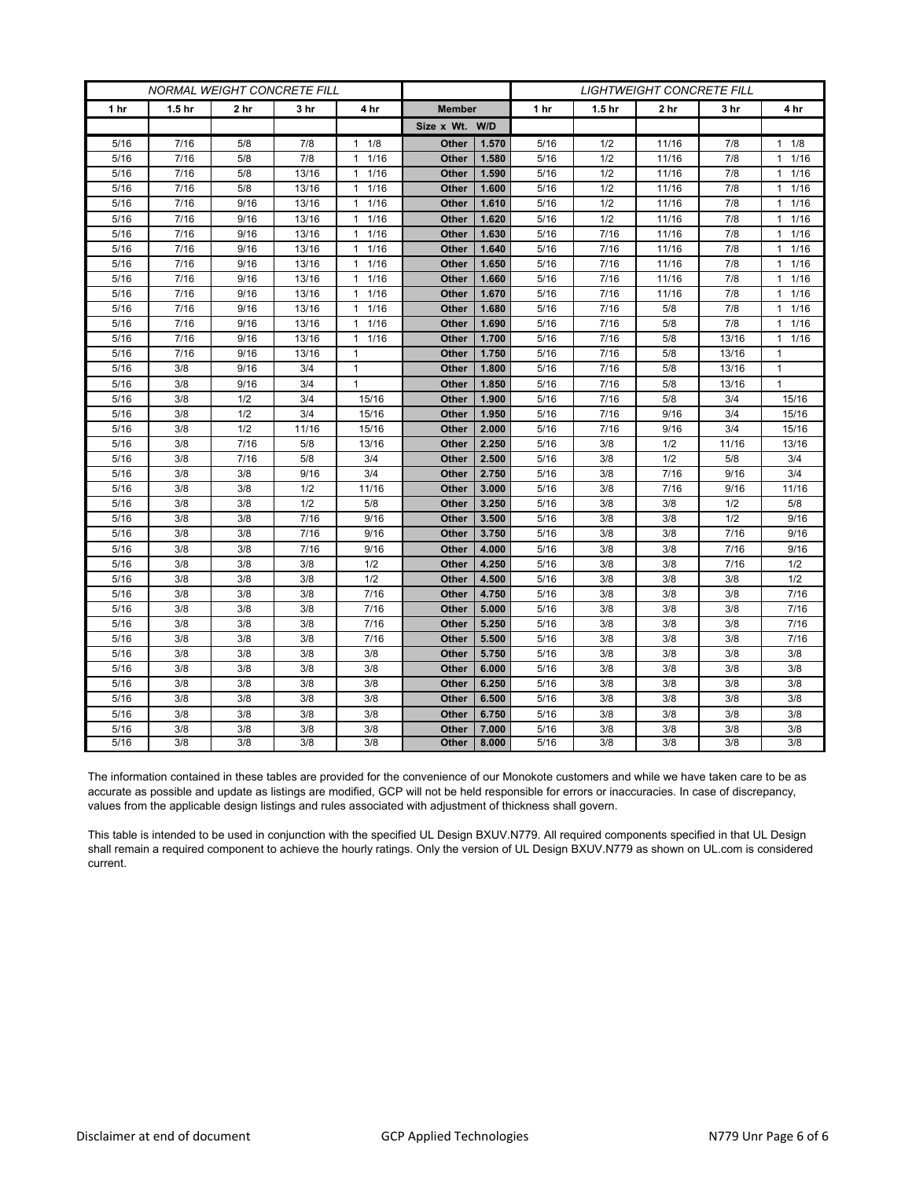| NORMAL WEIGHT CONCRETE FILL | | | | | | | LIGHTWEIGHT CONCRETE FILL | | | | |
|---|---|---|---|---|---|---|---|---|---|---|---|
| 1 hr | 1.5 hr | 2 hr | 3 hr | 4 hr | Member | | 1 hr | 1.5 hr | 2 hr | 3 hr | 4 hr |
| | | | | | Size x Wt. | W/D | | | | | |
| 5/16 | 7/16 | 5/8 | 7/8 | 1 1/8 | Other | 1.570 | 5/16 | 1/2 | 11/16 | 7/8 | 1 1/8 |
| 5/16 | 7/16 | 5/8 | 7/8 | 1 1/16 | Other | 1.580 | 5/16 | 1/2 | 11/16 | 7/8 | 1 1/16 |
| 5/16 | 7/16 | 5/8 | 13/16 | 1 1/16 | Other | 1.590 | 5/16 | 1/2 | 11/16 | 7/8 | 1 1/16 |
| 5/16 | 7/16 | 5/8 | 13/16 | 1 1/16 | Other | 1.600 | 5/16 | 1/2 | 11/16 | 7/8 | 1 1/16 |
| 5/16 | 7/16 | 9/16 | 13/16 | 1 1/16 | Other | 1.610 | 5/16 | 1/2 | 11/16 | 7/8 | 1 1/16 |
| 5/16 | 7/16 | 9/16 | 13/16 | 1 1/16 | Other | 1.620 | 5/16 | 1/2 | 11/16 | 7/8 | 1 1/16 |
| 5/16 | 7/16 | 9/16 | 13/16 | 1 1/16 | Other | 1.630 | 5/16 | 7/16 | 11/16 | 7/8 | 1 1/16 |
| 5/16 | 7/16 | 9/16 | 13/16 | 1 1/16 | Other | 1.640 | 5/16 | 7/16 | 11/16 | 7/8 | 1 1/16 |
| 5/16 | 7/16 | 9/16 | 13/16 | 1 1/16 | Other | 1.650 | 5/16 | 7/16 | 11/16 | 7/8 | 1 1/16 |
| 5/16 | 7/16 | 9/16 | 13/16 | 1 1/16 | Other | 1.660 | 5/16 | 7/16 | 11/16 | 7/8 | 1 1/16 |
| 5/16 | 7/16 | 9/16 | 13/16 | 1 1/16 | Other | 1.670 | 5/16 | 7/16 | 11/16 | 7/8 | 1 1/16 |
| 5/16 | 7/16 | 9/16 | 13/16 | 1 1/16 | Other | 1.680 | 5/16 | 7/16 | 5/8 | 7/8 | 1 1/16 |
| 5/16 | 7/16 | 9/16 | 13/16 | 1 1/16 | Other | 1.690 | 5/16 | 7/16 | 5/8 | 7/8 | 1 1/16 |
| 5/16 | 7/16 | 9/16 | 13/16 | 1 1/16 | Other | 1.700 | 5/16 | 7/16 | 5/8 | 13/16 | 1 1/16 |
| 5/16 | 7/16 | 9/16 | 13/16 | 1 | Other | 1.750 | 5/16 | 7/16 | 5/8 | 13/16 | 1 |
| 5/16 | 3/8 | 9/16 | 3/4 | 1 | Other | 1.800 | 5/16 | 7/16 | 5/8 | 13/16 | 1 |
| 5/16 | 3/8 | 9/16 | 3/4 | 1 | Other | 1.850 | 5/16 | 7/16 | 5/8 | 13/16 | 1 |
| 5/16 | 3/8 | 1/2 | 3/4 | 15/16 | Other | 1.900 | 5/16 | 7/16 | 5/8 | 3/4 | 15/16 |
| 5/16 | 3/8 | 1/2 | 3/4 | 15/16 | Other | 1.950 | 5/16 | 7/16 | 9/16 | 3/4 | 15/16 |
| 5/16 | 3/8 | 1/2 | 11/16 | 15/16 | Other | 2.000 | 5/16 | 7/16 | 9/16 | 3/4 | 15/16 |
| 5/16 | 3/8 | 7/16 | 5/8 | 13/16 | Other | 2.250 | 5/16 | 3/8 | 1/2 | 11/16 | 13/16 |
| 5/16 | 3/8 | 7/16 | 5/8 | 3/4 | Other | 2.500 | 5/16 | 3/8 | 1/2 | 5/8 | 3/4 |
| 5/16 | 3/8 | 3/8 | 9/16 | 3/4 | Other | 2.750 | 5/16 | 3/8 | 7/16 | 9/16 | 3/4 |
| 5/16 | 3/8 | 3/8 | 1/2 | 11/16 | Other | 3.000 | 5/16 | 3/8 | 7/16 | 9/16 | 11/16 |
| 5/16 | 3/8 | 3/8 | 1/2 | 5/8 | Other | 3.250 | 5/16 | 3/8 | 3/8 | 1/2 | 5/8 |
| 5/16 | 3/8 | 3/8 | 7/16 | 9/16 | Other | 3.500 | 5/16 | 3/8 | 3/8 | 1/2 | 9/16 |
| 5/16 | 3/8 | 3/8 | 7/16 | 9/16 | Other | 3.750 | 5/16 | 3/8 | 3/8 | 7/16 | 9/16 |
| 5/16 | 3/8 | 3/8 | 7/16 | 9/16 | Other | 4.000 | 5/16 | 3/8 | 3/8 | 7/16 | 9/16 |
| 5/16 | 3/8 | 3/8 | 3/8 | 1/2 | Other | 4.250 | 5/16 | 3/8 | 3/8 | 7/16 | 1/2 |
| 5/16 | 3/8 | 3/8 | 3/8 | 1/2 | Other | 4.500 | 5/16 | 3/8 | 3/8 | 3/8 | 1/2 |
| 5/16 | 3/8 | 3/8 | 3/8 | 7/16 | Other | 4.750 | 5/16 | 3/8 | 3/8 | 3/8 | 7/16 |
| 5/16 | 3/8 | 3/8 | 3/8 | 7/16 | Other | 5.000 | 5/16 | 3/8 | 3/8 | 3/8 | 7/16 |
| 5/16 | 3/8 | 3/8 | 3/8 | 7/16 | Other | 5.250 | 5/16 | 3/8 | 3/8 | 3/8 | 7/16 |
| 5/16 | 3/8 | 3/8 | 3/8 | 7/16 | Other | 5.500 | 5/16 | 3/8 | 3/8 | 3/8 | 7/16 |
| 5/16 | 3/8 | 3/8 | 3/8 | 3/8 | Other | 5.750 | 5/16 | 3/8 | 3/8 | 3/8 | 3/8 |
| 5/16 | 3/8 | 3/8 | 3/8 | 3/8 | Other | 6.000 | 5/16 | 3/8 | 3/8 | 3/8 | 3/8 |
| 5/16 | 3/8 | 3/8 | 3/8 | 3/8 | Other | 6.250 | 5/16 | 3/8 | 3/8 | 3/8 | 3/8 |
| 5/16 | 3/8 | 3/8 | 3/8 | 3/8 | Other | 6.500 | 5/16 | 3/8 | 3/8 | 3/8 | 3/8 |
| 5/16 | 3/8 | 3/8 | 3/8 | 3/8 | Other | 6.750 | 5/16 | 3/8 | 3/8 | 3/8 | 3/8 |
| 5/16 | 3/8 | 3/8 | 3/8 | 3/8 | Other | 7.000 | 5/16 | 3/8 | 3/8 | 3/8 | 3/8 |
| 5/16 | 3/8 | 3/8 | 3/8 | 3/8 | Other | 8.000 | 5/16 | 3/8 | 3/8 | 3/8 | 3/8 |

The information contained in these tables are provided for the convenience of our Monokote customers and while we have taken care to be as accurate as possible and update as listings are modified, GCP will not be held responsible for errors or inaccuracies. In case of discrepancy, values from the applicable design listings and rules associated with adjustment of thickness shall govern.

This table is intended to be used in conjunction with the specified UL Design BXUV.N779. All required components specified in that UL Design shall remain a required component to achieve the hourly ratings. Only the version of UL Design BXUV.N779 as shown on UL.com is considered current.